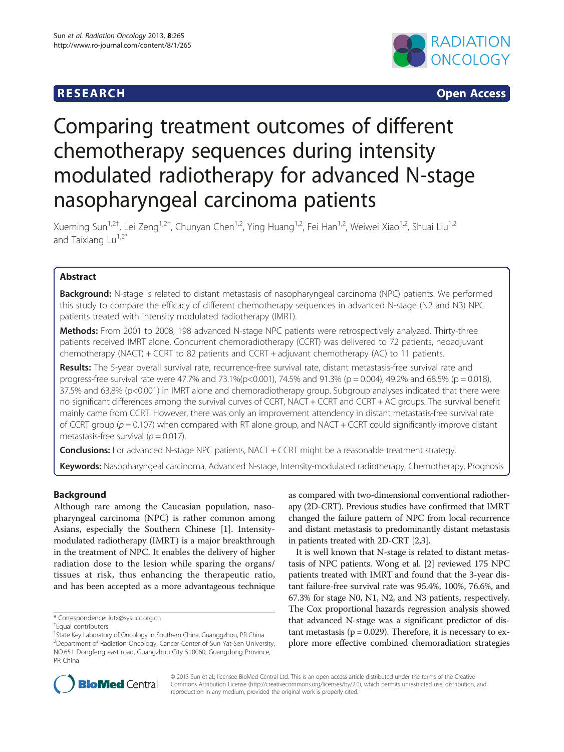**RESEARCH** **Open Access**

# Comparing treatment outcomes of different chemotherapy sequences during intensity modulated radiotherapy for advanced N-stage nasopharyngeal carcinoma patients

Xueming Sun[1,2†], Lei Zeng[1,2†], Chunyan Chen[1,2], Ying Huang[1,2], Fei Han[1,2], Weiwei Xiao[1,2], Shuai Liu[1,2] and Taixiang Lu[1,2*]

## Abstract

**Background:** N-stage is related to distant metastasis of nasopharyngeal carcinoma (NPC) patients. We performed this study to compare the efficacy of different chemotherapy sequences in advanced N-stage (N2 and N3) NPC patients treated with intensity modulated radiotherapy (IMRT).

**Methods:** From 2001 to 2008, 198 advanced N-stage NPC patients were retrospectively analyzed. Thirty-three patients received IMRT alone. Concurrent chemoradiotherapy (CCRT) was delivered to 72 patients, neoadjuvant chemotherapy (NACT) + CCRT to 82 patients and CCRT + adjuvant chemotherapy (AC) to 11 patients.

**Results:** The 5-year overall survival rate, recurrence-free survival rate, distant metastasis-free survival rate and progress-free survival rate were 47.7% and 73.1%(p<0.001), 74.5% and 91.3% (p = 0.004), 49.2% and 68.5% (p = 0.018), 37.5% and 63.8% (p<0.001) in IMRT alone and chemoradiotherapy group. Subgroup analyses indicated that there were no significant differences among the survival curves of CCRT, NACT + CCRT and CCRT + AC groups. The survival benefit mainly came from CCRT. However, there was only an improvement attendency in distant metastasis-free survival rate of CCRT group (*p* = 0.107) when compared with RT alone group, and NACT + CCRT could significantly improve distant metastasis-free survival (*p* = 0.017).

**Conclusions:** For advanced N-stage NPC patients, NACT + CCRT might be a reasonable treatment strategy.

**Keywords:** Nasopharyngeal carcinoma, Advanced N-stage, Intensity-modulated radiotherapy, Chemotherapy, Prognosis

## Background

Although rare among the Caucasian population, nasopharyngeal carcinoma (NPC) is rather common among Asians, especially the Southern Chinese [1]. Intensity-modulated radiotherapy (IMRT) is a major breakthrough in the treatment of NPC. It enables the delivery of higher radiation dose to the lesion while sparing the organs/tissues at risk, thus enhancing the therapeutic ratio, and has been accepted as a more advantageous technique as compared with two-dimensional conventional radiotherapy (2D-CRT). Previous studies have confirmed that IMRT changed the failure pattern of NPC from local recurrence and distant metastasis to predominantly distant metastasis in patients treated with 2D-CRT [2,3].

It is well known that N-stage is related to distant metastasis of NPC patients. Wong et al. [2] reviewed 175 NPC patients treated with IMRT and found that the 3-year distant failure-free survival rate was 95.4%, 100%, 76.6%, and 67.3% for stage N0, N1, N2, and N3 patients, respectively. The Cox proportional hazards regression analysis showed that advanced N-stage was a significant predictor of distant metastasis (p = 0.029). Therefore, it is necessary to explore more effective combined chemoradiation strategies

\* Correspondence: lutx@sysucc.org.cn
†Equal contributors
[1]State Key Laboratory of Oncology in Southern China, Guangzhou, PR China
[2]Department of Radiation Oncology, Cancer Center of Sun Yat-Sen University, NO.651 Dongfeng east road, Guangzhou City 510060, Guangdong Province, PR China

© 2013 Sun et al.; licensee BioMed Central Ltd. This is an open access article distributed under the terms of the Creative Commons Attribution License (http://creativecommons.org/licenses/by/2.0), which permits unrestricted use, distribution, and reproduction in any medium, provided the original work is properly cited.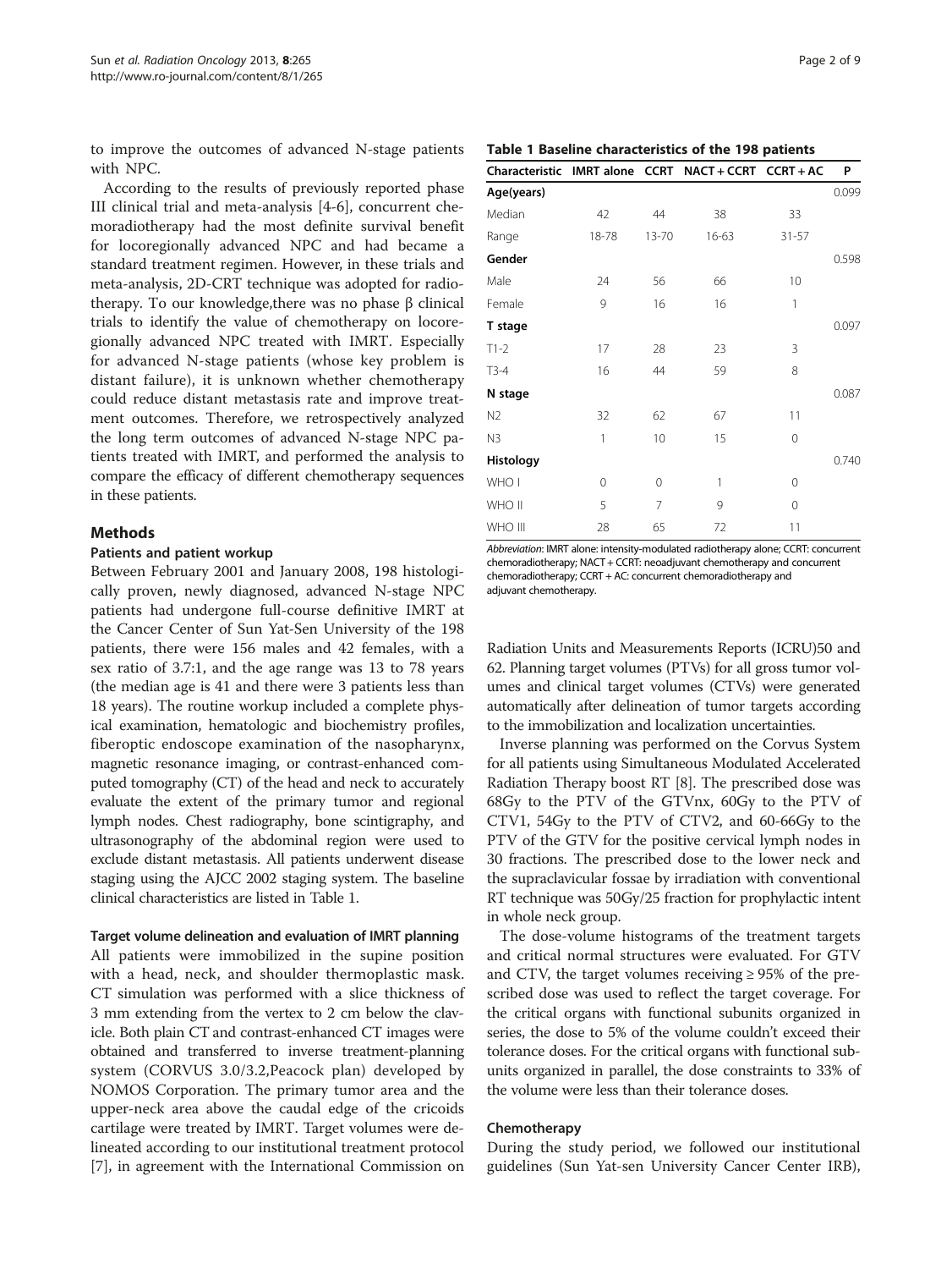to improve the outcomes of advanced N-stage patients with NPC.

According to the results of previously reported phase III clinical trial and meta-analysis [4-6], concurrent chemoradiotherapy had the most definite survival benefit for locoregionally advanced NPC and had became a standard treatment regimen. However, in these trials and meta-analysis, 2D-CRT technique was adopted for radiotherapy. To our knowledge,there was no phase β clinical trials to identify the value of chemotherapy on locoregionally advanced NPC treated with IMRT. Especially for advanced N-stage patients (whose key problem is distant failure), it is unknown whether chemotherapy could reduce distant metastasis rate and improve treatment outcomes. Therefore, we retrospectively analyzed the long term outcomes of advanced N-stage NPC patients treated with IMRT, and performed the analysis to compare the efficacy of different chemotherapy sequences in these patients.

## Methods

### Patients and patient workup

Between February 2001 and January 2008, 198 histologically proven, newly diagnosed, advanced N-stage NPC patients had undergone full-course definitive IMRT at the Cancer Center of Sun Yat-Sen University of the 198 patients, there were 156 males and 42 females, with a sex ratio of 3.7:1, and the age range was 13 to 78 years (the median age is 41 and there were 3 patients less than 18 years). The routine workup included a complete physical examination, hematologic and biochemistry profiles, fiberoptic endoscope examination of the nasopharynx, magnetic resonance imaging, or contrast-enhanced computed tomography (CT) of the head and neck to accurately evaluate the extent of the primary tumor and regional lymph nodes. Chest radiography, bone scintigraphy, and ultrasonography of the abdominal region were used to exclude distant metastasis. All patients underwent disease staging using the AJCC 2002 staging system. The baseline clinical characteristics are listed in Table 1.

**Table 1 Baseline characteristics of the 198 patients**

| Characteristic | IMRT alone | CCRT | NACT + CCRT | CCRT + AC | P |
|---|---|---|---|---|---|
| **Age(years)** | | | | | 0.099 |
| Median | 42 | 44 | 38 | 33 | |
| Range | 18-78 | 13-70 | 16-63 | 31-57 | |
| **Gender** | | | | | 0.598 |
| Male | 24 | 56 | 66 | 10 | |
| Female | 9 | 16 | 16 | 1 | |
| **T stage** | | | | | 0.097 |
| T1-2 | 17 | 28 | 23 | 3 | |
| T3-4 | 16 | 44 | 59 | 8 | |
| **N stage** | | | | | 0.087 |
| N2 | 32 | 62 | 67 | 11 | |
| N3 | 1 | 10 | 15 | 0 | |
| **Histology** | | | | | 0.740 |
| WHO I | 0 | 0 | 1 | 0 | |
| WHO II | 5 | 7 | 9 | 0 | |
| WHO III | 28 | 65 | 72 | 11 | |

*Abbreviation*: IMRT alone: intensity-modulated radiotherapy alone; CCRT: concurrent chemoradiotherapy; NACT + CCRT: neoadjuvant chemotherapy and concurrent chemoradiotherapy; CCRT + AC: concurrent chemoradiotherapy and adjuvant chemotherapy.

### Target volume delineation and evaluation of IMRT planning

All patients were immobilized in the supine position with a head, neck, and shoulder thermoplastic mask. CT simulation was performed with a slice thickness of 3 mm extending from the vertex to 2 cm below the clavicle. Both plain CT and contrast-enhanced CT images were obtained and transferred to inverse treatment-planning system (CORVUS 3.0/3.2,Peacock plan) developed by NOMOS Corporation. The primary tumor area and the upper-neck area above the caudal edge of the cricoids cartilage were treated by IMRT. Target volumes were delineated according to our institutional treatment protocol [7], in agreement with the International Commission on Radiation Units and Measurements Reports (ICRU)50 and 62. Planning target volumes (PTVs) for all gross tumor volumes and clinical target volumes (CTVs) were generated automatically after delineation of tumor targets according to the immobilization and localization uncertainties.

Inverse planning was performed on the Corvus System for all patients using Simultaneous Modulated Accelerated Radiation Therapy boost RT [8]. The prescribed dose was 68Gy to the PTV of the GTVnx, 60Gy to the PTV of CTV1, 54Gy to the PTV of CTV2, and 60-66Gy to the PTV of the GTV for the positive cervical lymph nodes in 30 fractions. The prescribed dose to the lower neck and the supraclavicular fossae by irradiation with conventional RT technique was 50Gy/25 fraction for prophylactic intent in whole neck group.

The dose-volume histograms of the treatment targets and critical normal structures were evaluated. For GTV and CTV, the target volumes receiving ≥ 95% of the prescribed dose was used to reflect the target coverage. For the critical organs with functional subunits organized in series, the dose to 5% of the volume couldn't exceed their tolerance doses. For the critical organs with functional subunits organized in parallel, the dose constraints to 33% of the volume were less than their tolerance doses.

### Chemotherapy

During the study period, we followed our institutional guidelines (Sun Yat-sen University Cancer Center IRB),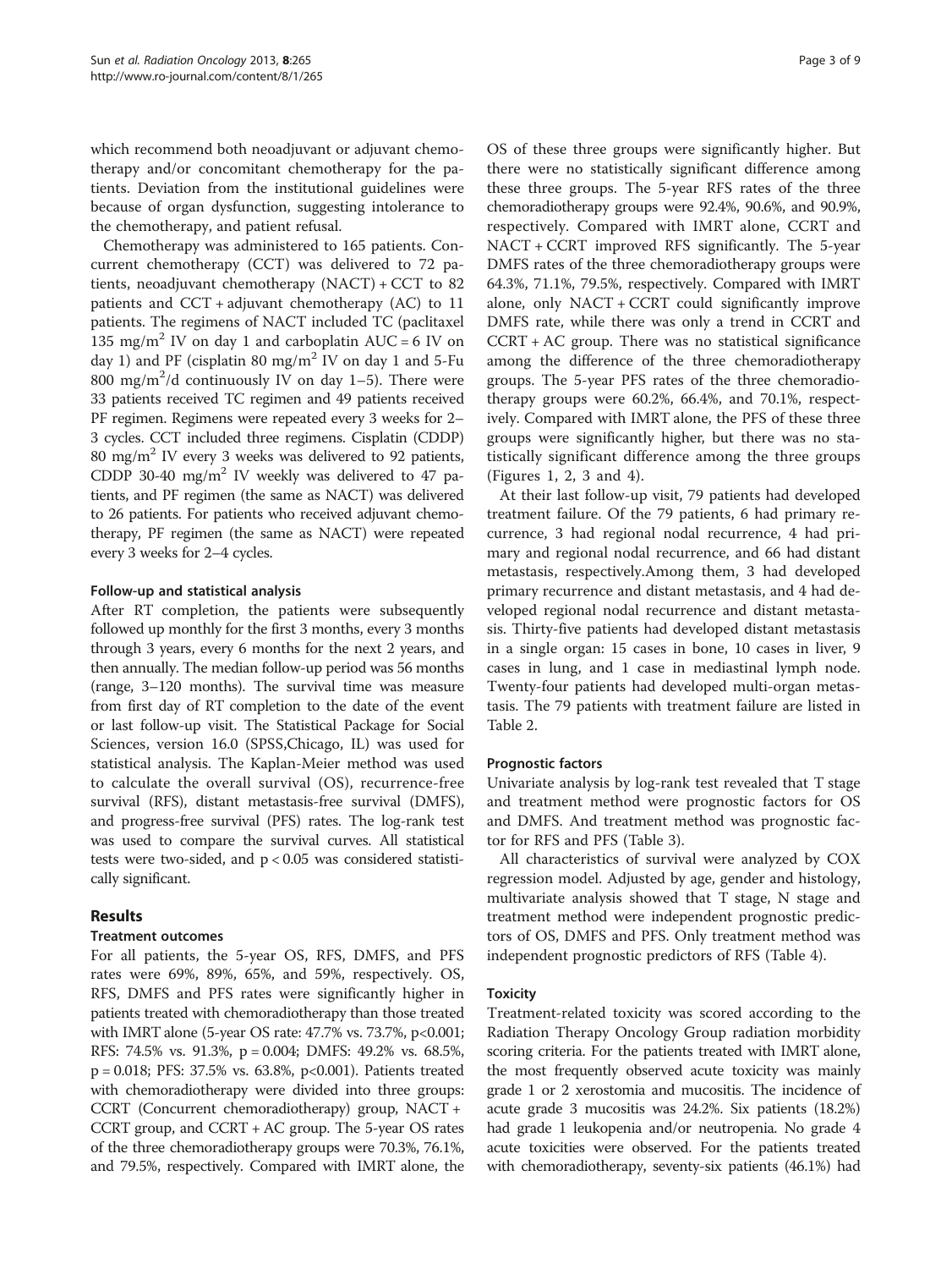which recommend both neoadjuvant or adjuvant chemotherapy and/or concomitant chemotherapy for the patients. Deviation from the institutional guidelines were because of organ dysfunction, suggesting intolerance to the chemotherapy, and patient refusal.

Chemotherapy was administered to 165 patients. Concurrent chemotherapy (CCT) was delivered to 72 patients, neoadjuvant chemotherapy (NACT) + CCT to 82 patients and CCT + adjuvant chemotherapy (AC) to 11 patients. The regimens of NACT included TC (paclitaxel 135 mg/m$^2$ IV on day 1 and carboplatin AUC = 6 IV on day 1) and PF (cisplatin 80 mg/m$^2$ IV on day 1 and 5-Fu 800 mg/m$^2$/d continuously IV on day 1–5). There were 33 patients received TC regimen and 49 patients received PF regimen. Regimens were repeated every 3 weeks for 2–3 cycles. CCT included three regimens. Cisplatin (CDDP) 80 mg/m$^2$ IV every 3 weeks was delivered to 92 patients, CDDP 30-40 mg/m$^2$ IV weekly was delivered to 47 patients, and PF regimen (the same as NACT) was delivered to 26 patients. For patients who received adjuvant chemotherapy, PF regimen (the same as NACT) were repeated every 3 weeks for 2–4 cycles.

### Follow-up and statistical analysis

After RT completion, the patients were subsequently followed up monthly for the first 3 months, every 3 months through 3 years, every 6 months for the next 2 years, and then annually. The median follow-up period was 56 months (range, 3–120 months). The survival time was measure from first day of RT completion to the date of the event or last follow-up visit. The Statistical Package for Social Sciences, version 16.0 (SPSS,Chicago, IL) was used for statistical analysis. The Kaplan-Meier method was used to calculate the overall survival (OS), recurrence-free survival (RFS), distant metastasis-free survival (DMFS), and progress-free survival (PFS) rates. The log-rank test was used to compare the survival curves. All statistical tests were two-sided, and $p < 0.05$ was considered statistically significant.

## Results

### Treatment outcomes

For all patients, the 5-year OS, RFS, DMFS, and PFS rates were 69%, 89%, 65%, and 59%, respectively. OS, RFS, DMFS and PFS rates were significantly higher in patients treated with chemoradiotherapy than those treated with IMRT alone (5-year OS rate: 47.7% vs. 73.7%, $p<0.001$; RFS: 74.5% vs. 91.3%, $p = 0.004$; DMFS: 49.2% vs. 68.5%, $p = 0.018$; PFS: 37.5% vs. 63.8%, $p<0.001$). Patients treated with chemoradiotherapy were divided into three groups: CCRT (Concurrent chemoradiotherapy) group, NACT + CCRT group, and CCRT + AC group. The 5-year OS rates of the three chemoradiotherapy groups were 70.3%, 76.1%, and 79.5%, respectively. Compared with IMRT alone, the OS of these three groups were significantly higher. But there were no statistically significant difference among these three groups. The 5-year RFS rates of the three chemoradiotherapy groups were 92.4%, 90.6%, and 90.9%, respectively. Compared with IMRT alone, CCRT and NACT + CCRT improved RFS significantly. The 5-year DMFS rates of the three chemoradiotherapy groups were 64.3%, 71.1%, 79.5%, respectively. Compared with IMRT alone, only NACT + CCRT could significantly improve DMFS rate, while there was only a trend in CCRT and CCRT + AC group. There was no statistical significance among the difference of the three chemoradiotherapy groups. The 5-year PFS rates of the three chemoradiotherapy groups were 60.2%, 66.4%, and 70.1%, respectively. Compared with IMRT alone, the PFS of these three groups were significantly higher, but there was no statistically significant difference among the three groups (Figures 1, 2, 3 and 4).

At their last follow-up visit, 79 patients had developed treatment failure. Of the 79 patients, 6 had primary recurrence, 3 had regional nodal recurrence, 4 had primary and regional nodal recurrence, and 66 had distant metastasis, respectively.Among them, 3 had developed primary recurrence and distant metastasis, and 4 had developed regional nodal recurrence and distant metastasis. Thirty-five patients had developed distant metastasis in a single organ: 15 cases in bone, 10 cases in liver, 9 cases in lung, and 1 case in mediastinal lymph node. Twenty-four patients had developed multi-organ metastasis. The 79 patients with treatment failure are listed in Table 2.

### Prognostic factors

Univariate analysis by log-rank test revealed that T stage and treatment method were prognostic factors for OS and DMFS. And treatment method was prognostic factor for RFS and PFS (Table 3).

All characteristics of survival were analyzed by COX regression model. Adjusted by age, gender and histology, multivariate analysis showed that T stage, N stage and treatment method were independent prognostic predictors of OS, DMFS and PFS. Only treatment method was independent prognostic predictors of RFS (Table 4).

### Toxicity

Treatment-related toxicity was scored according to the Radiation Therapy Oncology Group radiation morbidity scoring criteria. For the patients treated with IMRT alone, the most frequently observed acute toxicity was mainly grade 1 or 2 xerostomia and mucositis. The incidence of acute grade 3 mucositis was 24.2%. Six patients (18.2%) had grade 1 leukopenia and/or neutropenia. No grade 4 acute toxicities were observed. For the patients treated with chemoradiotherapy, seventy-six patients (46.1%) had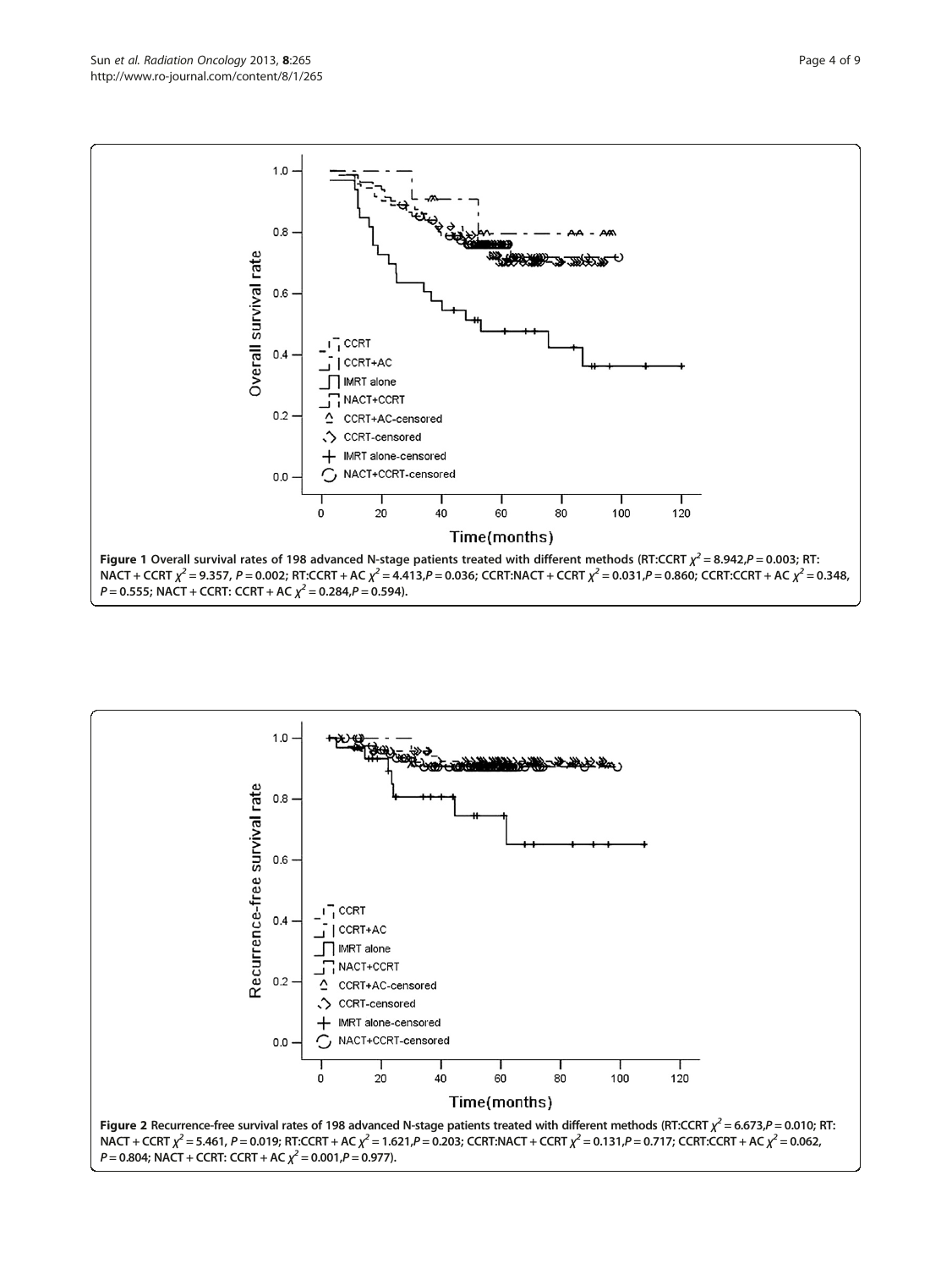**Figure 1 Overall survival rates of 198 advanced N-stage patients treated with different methods (RT:CCRT $\chi^2 = 8.942, P = 0.003$; RT: NACT + CCRT $\chi^2 = 9.357$, $P = 0.002$; RT:CCRT + AC $\chi^2 = 4.413, P = 0.036$; CCRT:NACT + CCRT $\chi^2 = 0.031, P = 0.860$; CCRT:CCRT + AC $\chi^2 = 0.348$, $P = 0.555$; NACT + CCRT: CCRT + AC $\chi^2 = 0.284, P = 0.594$).**

**Figure 2 Recurrence-free survival rates of 198 advanced N-stage patients treated with different methods (RT:CCRT $\chi^2 = 6.673, P = 0.010$; RT: NACT + CCRT $\chi^2 = 5.461$, $P = 0.019$; RT:CCRT + AC $\chi^2 = 1.621, P = 0.203$; CCRT:NACT + CCRT $\chi^2 = 0.131, P = 0.717$; CCRT:CCRT + AC $\chi^2 = 0.062$, $P = 0.804$; NACT + CCRT: CCRT + AC $\chi^2 = 0.001, P = 0.977$).**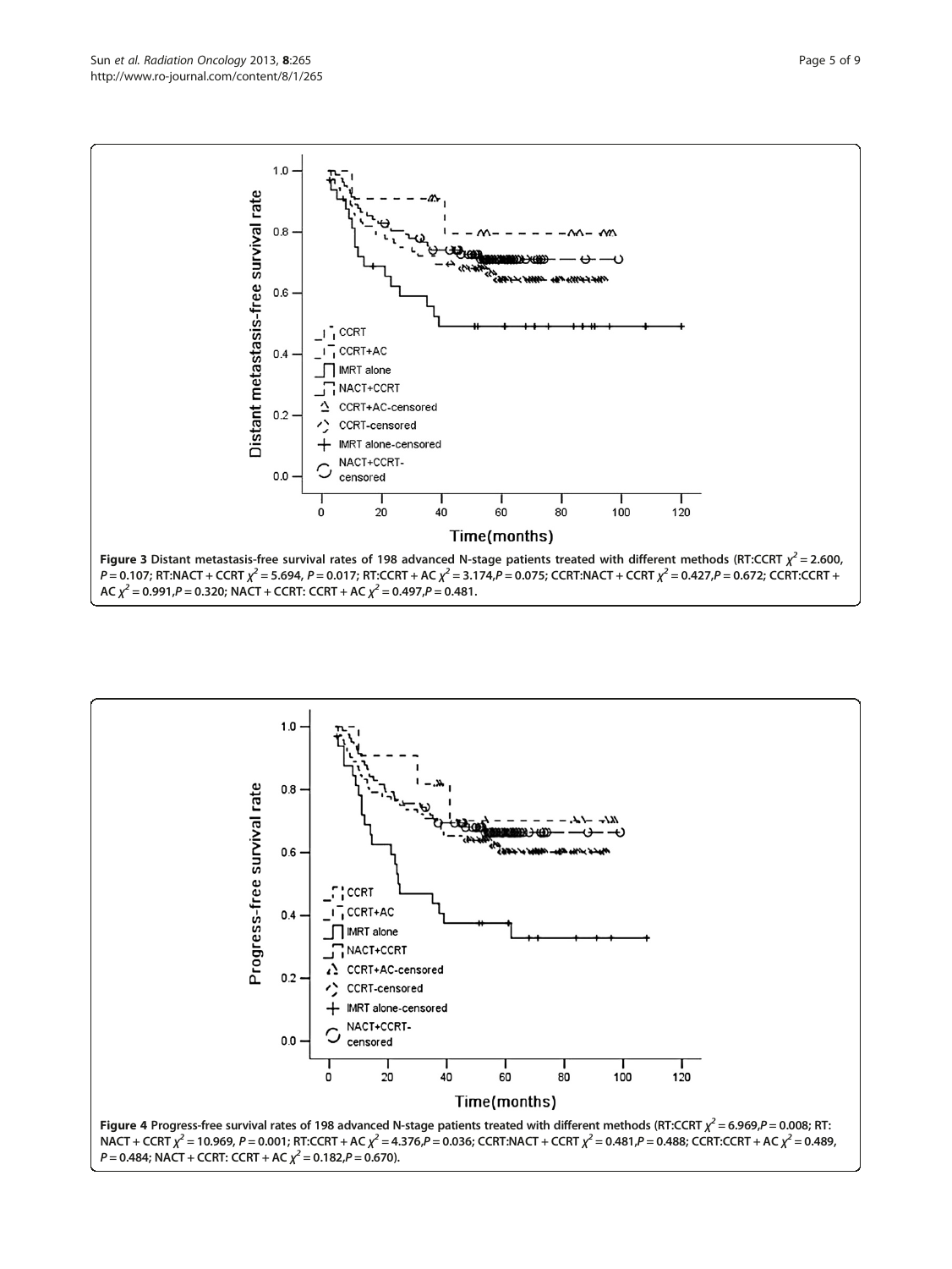**Figure 3 Distant metastasis-free survival rates of 198 advanced N-stage patients treated with different methods (RT:CCRT $\chi^2 = 2.600$, $P = 0.107$; RT:NACT + CCRT $\chi^2 = 5.694$, $P = 0.017$; RT:CCRT + AC $\chi^2 = 3.174$, $P = 0.075$; CCRT:NACT + CCRT $\chi^2 = 0.427$, $P = 0.672$; CCRT:CCRT + AC $\chi^2 = 0.991$, $P = 0.320$; NACT + CCRT: CCRT + AC $\chi^2 = 0.497$, $P = 0.481$.**

**Figure 4 Progress-free survival rates of 198 advanced N-stage patients treated with different methods (RT:CCRT $\chi^2 = 6.969$, $P = 0.008$; RT: NACT + CCRT $\chi^2 = 10.969$, $P = 0.001$; RT:CCRT + AC $\chi^2 = 4.376$, $P = 0.036$; CCRT:NACT + CCRT $\chi^2 = 0.481$, $P = 0.488$; CCRT:CCRT + AC $\chi^2 = 0.489$, $P = 0.484$; NACT + CCRT: CCRT + AC $\chi^2 = 0.182$, $P = 0.670$).**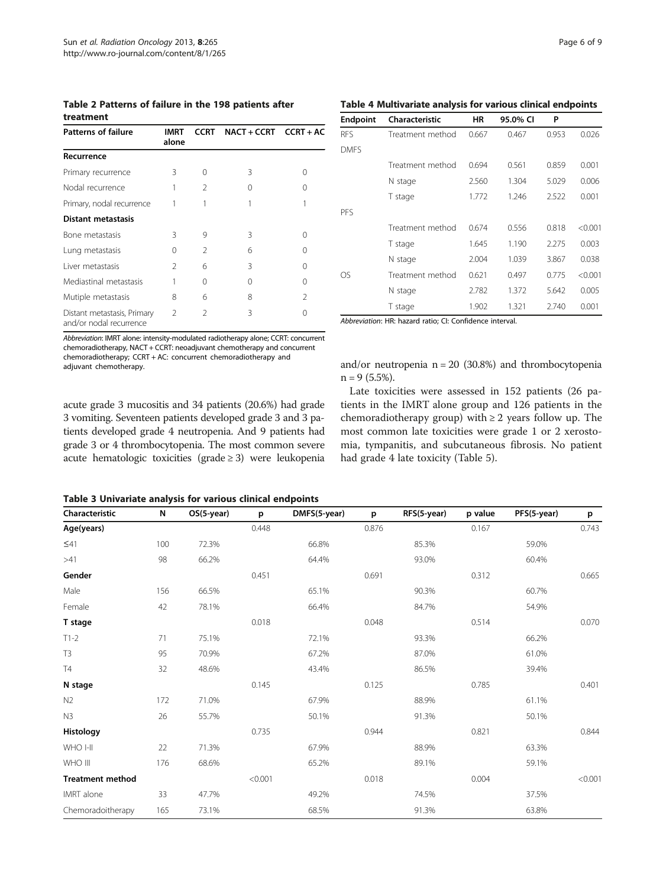**Table 2 Patterns of failure in the 198 patients after treatment**

| Patterns of failure | IMRT alone | CCRT | NACT + CCRT | CCRT + AC |
|---|---|---|---|---|
| **Recurrence** | | | | |
| Primary recurrence | 3 | 0 | 3 | 0 |
| Nodal recurrence | 1 | 2 | 0 | 0 |
| Primary, nodal recurrence | 1 | 1 | 1 | 1 |
| **Distant metastasis** | | | | |
| Bone metastasis | 3 | 9 | 3 | 0 |
| Lung metastasis | 0 | 2 | 6 | 0 |
| Liver metastasis | 2 | 6 | 3 | 0 |
| Mediastinal metastasis | 1 | 0 | 0 | 0 |
| Mutiple metastasis | 8 | 6 | 8 | 2 |
| Distant metastasis, Primary and/or nodal recurrence | 2 | 2 | 3 | 0 |

*Abbreviation*: IMRT alone: intensity-modulated radiotherapy alone; CCRT: concurrent chemoradiotherapy, NACT + CCRT: neoadjuvant chemotherapy and concurrent chemoradiotherapy; CCRT + AC: concurrent chemoradiotherapy and adjuvant chemotherapy.

**Table 4 Multivariate analysis for various clinical endpoints**

| Endpoint | Characteristic | HR | 95.0% CI | | P |
|---|---|---|---|---|---|
| RFS | Treatment method | 0.667 | 0.467 | 0.953 | 0.026 |
| DMFS | | | | | |
| | Treatment method | 0.694 | 0.561 | 0.859 | 0.001 |
| | N stage | 2.560 | 1.304 | 5.029 | 0.006 |
| | T stage | 1.772 | 1.246 | 2.522 | 0.001 |
| PFS | | | | | |
| | Treatment method | 0.674 | 0.556 | 0.818 | <0.001 |
| | T stage | 1.645 | 1.190 | 2.275 | 0.003 |
| | N stage | 2.004 | 1.039 | 3.867 | 0.038 |
| OS | Treatment method | 0.621 | 0.497 | 0.775 | <0.001 |
| | N stage | 2.782 | 1.372 | 5.642 | 0.005 |
| | T stage | 1.902 | 1.321 | 2.740 | 0.001 |

*Abbreviation*: HR: hazard ratio; CI: Confidence interval.

acute grade 3 mucositis and 34 patients (20.6%) had grade 3 vomiting. Seventeen patients developed grade 3 and 3 patients developed grade 4 neutropenia. And 9 patients had grade 3 or 4 thrombocytopenia. The most common severe acute hematologic toxicities (grade ≥ 3) were leukopenia and/or neutropenia n = 20 (30.8%) and thrombocytopenia n = 9 (5.5%).

Late toxicities were assessed in 152 patients (26 patients in the IMRT alone group and 126 patients in the chemoradiotherapy group) with ≥ 2 years follow up. The most common late toxicities were grade 1 or 2 xerostomia, tympanitis, and subcutaneous fibrosis. No patient had grade 4 late toxicity (Table 5).

**Table 3 Univariate analysis for various clinical endpoints**

| Characteristic | N | OS(5-year) | p | DMFS(5-year) | p | RFS(5-year) | p value | PFS(5-year) | p |
|---|---|---|---|---|---|---|---|---|---|
| **Age(years)** | | | 0.448 | | 0.876 | | 0.167 | | 0.743 |
| ≤41 | 100 | 72.3% | | 66.8% | | 85.3% | | 59.0% | |
| >41 | 98 | 66.2% | | 64.4% | | 93.0% | | 60.4% | |
| **Gender** | | | 0.451 | | 0.691 | | 0.312 | | 0.665 |
| Male | 156 | 66.5% | | 65.1% | | 90.3% | | 60.7% | |
| Female | 42 | 78.1% | | 66.4% | | 84.7% | | 54.9% | |
| **T stage** | | | 0.018 | | 0.048 | | 0.514 | | 0.070 |
| T1-2 | 71 | 75.1% | | 72.1% | | 93.3% | | 66.2% | |
| T3 | 95 | 70.9% | | 67.2% | | 87.0% | | 61.0% | |
| T4 | 32 | 48.6% | | 43.4% | | 86.5% | | 39.4% | |
| **N stage** | | | 0.145 | | 0.125 | | 0.785 | | 0.401 |
| N2 | 172 | 71.0% | | 67.9% | | 88.9% | | 61.1% | |
| N3 | 26 | 55.7% | | 50.1% | | 91.3% | | 50.1% | |
| **Histology** | | | 0.735 | | 0.944 | | 0.821 | | 0.844 |
| WHO I-II | 22 | 71.3% | | 67.9% | | 88.9% | | 63.3% | |
| WHO III | 176 | 68.6% | | 65.2% | | 89.1% | | 59.1% | |
| **Treatment method** | | | <0.001 | | 0.018 | | 0.004 | | <0.001 |
| IMRT alone | 33 | 47.7% | | 49.2% | | 74.5% | | 37.5% | |
| Chemoradoitherapy | 165 | 73.1% | | 68.5% | | 91.3% | | 63.8% | |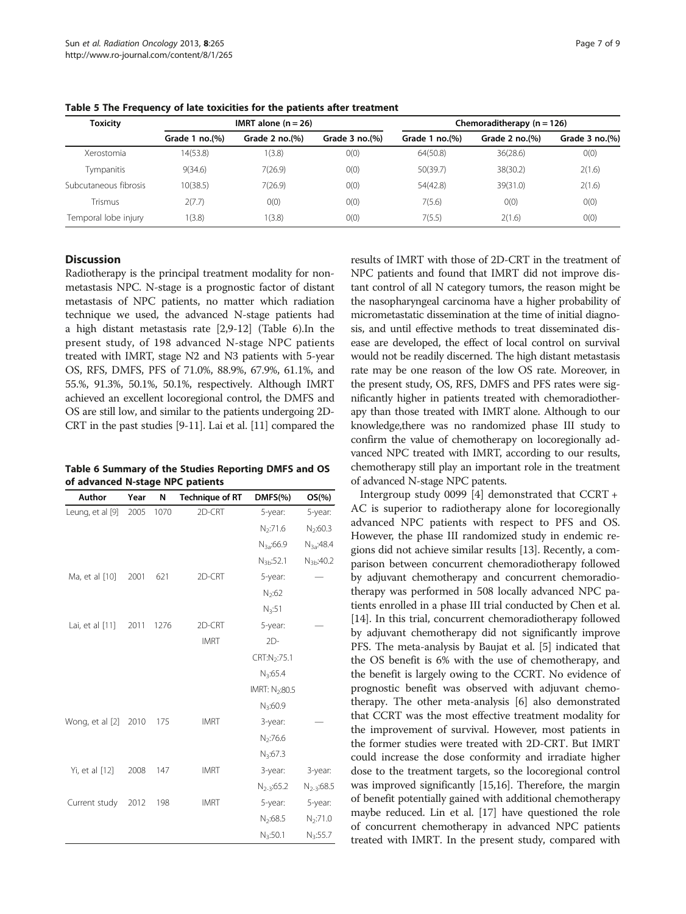**Table 5 The Frequency of late toxicities for the patients after treatment**

| Toxicity | IMRT alone (n = 26) | | | Chemoraditherapy (n = 126) | | |
|---|---|---|---|---|---|---|
| | Grade 1 no.(%) | Grade 2 no.(%) | Grade 3 no.(%) | Grade 1 no.(%) | Grade 2 no.(%) | Grade 3 no.(%) |
| Xerostomia | 14(53.8) | 1(3.8) | 0(0) | 64(50.8) | 36(28.6) | 0(0) |
| Tympanitis | 9(34.6) | 7(26.9) | 0(0) | 50(39.7) | 38(30.2) | 2(1.6) |
| Subcutaneous fibrosis | 10(38.5) | 7(26.9) | 0(0) | 54(42.8) | 39(31.0) | 2(1.6) |
| Trismus | 2(7.7) | 0(0) | 0(0) | 7(5.6) | 0(0) | 0(0) |
| Temporal lobe injury | 1(3.8) | 1(3.8) | 0(0) | 7(5.5) | 2(1.6) | 0(0) |

## Discussion

Radiotherapy is the principal treatment modality for non-metastasis NPC. N-stage is a prognostic factor of distant metastasis of NPC patients, no matter which radiation technique we used, the advanced N-stage patients had a high distant metastasis rate [2,9-12] (Table 6).In the present study, of 198 advanced N-stage NPC patients treated with IMRT, stage N2 and N3 patients with 5-year OS, RFS, DMFS, PFS of 71.0%, 88.9%, 67.9%, 61.1%, and 55.%, 91.3%, 50.1%, 50.1%, respectively. Although IMRT achieved an excellent locoregional control, the DMFS and OS are still low, and similar to the patients undergoing 2D-CRT in the past studies [9-11]. Lai et al. [11] compared the results of IMRT with those of 2D-CRT in the treatment of NPC patients and found that IMRT did not improve distant control of all N category tumors, the reason might be the nasopharyngeal carcinoma have a higher probability of micrometastatic dissemination at the time of initial diagnosis, and until effective methods to treat disseminated disease are developed, the effect of local control on survival would not be readily discerned. The high distant metastasis rate may be one reason of the low OS rate. Moreover, in the present study, OS, RFS, DMFS and PFS rates were significantly higher in patients treated with chemoradiotherapy than those treated with IMRT alone. Although to our knowledge,there was no randomized phase III study to confirm the value of chemotherapy on locoregionally advanced NPC treated with IMRT, according to our results, chemotherapy still play an important role in the treatment of advanced N-stage NPC patents.

**Table 6 Summary of the Studies Reporting DMFS and OS of advanced N-stage NPC patients**

| Author | Year | N | Technique of RT | DMFS(%) | OS(%) |
|---|---|---|---|---|---|
| Leung, et al [9] | 2005 | 1070 | 2D-CRT | 5-year: | 5-year: |
| | | | | $N_2$:71.6 | $N_2$:60.3 |
| | | | | $N_{3a}$:66.9 | $N_{3a}$:48.4 |
| | | | | $N_{3b}$:52.1 | $N_{3b}$:40.2 |
| Ma, et al [10] | 2001 | 621 | 2D-CRT | 5-year: | — |
| | | | | $N_2$:62 | |
| | | | | $N_3$:51 | |
| Lai, et al [11] | 2011 | 1276 | 2D-CRT | 5-year: | — |
| | | | IMRT | 2D- | |
| | | | | CRT:$N_2$:75.1 | |
| | | | | $N_3$:65.4 | |
| | | | | IMRT: $N_2$:80.5 | |
| | | | | $N_3$:60.9 | |
| Wong, et al [2] | 2010 | 175 | IMRT | 3-year: | — |
| | | | | $N_2$:76.6 | |
| | | | | $N_3$:67.3 | |
| Yi, et al [12] | 2008 | 147 | IMRT | 3-year: | 3-year: |
| | | | | $N_{2-3}$:65.2 | $N_{2-3}$:68.5 |
| Current study | 2012 | 198 | IMRT | 5-year: | 5-year: |
| | | | | $N_2$:68.5 | $N_2$:71.0 |
| | | | | $N_3$:50.1 | $N_3$:55.7 |

Intergroup study 0099 [4] demonstrated that CCRT + AC is superior to radiotherapy alone for locoregionally advanced NPC patients with respect to PFS and OS. However, the phase III randomized study in endemic regions did not achieve similar results [13]. Recently, a comparison between concurrent chemoradiotherapy followed by adjuvant chemotherapy and concurrent chemoradiotherapy was performed in 508 locally advanced NPC patients enrolled in a phase III trial conducted by Chen et al. [14]. In this trial, concurrent chemoradiotherapy followed by adjuvant chemotherapy did not significantly improve PFS. The meta-analysis by Baujat et al. [5] indicated that the OS benefit is 6% with the use of chemotherapy, and the benefit is largely owing to the CCRT. No evidence of prognostic benefit was observed with adjuvant chemotherapy. The other meta-analysis [6] also demonstrated that CCRT was the most effective treatment modality for the improvement of survival. However, most patients in the former studies were treated with 2D-CRT. But IMRT could increase the dose conformity and irradiate higher dose to the treatment targets, so the locoregional control was improved significantly [15,16]. Therefore, the margin of benefit potentially gained with additional chemotherapy maybe reduced. Lin et al. [17] have questioned the role of concurrent chemotherapy in advanced NPC patients treated with IMRT. In the present study, compared with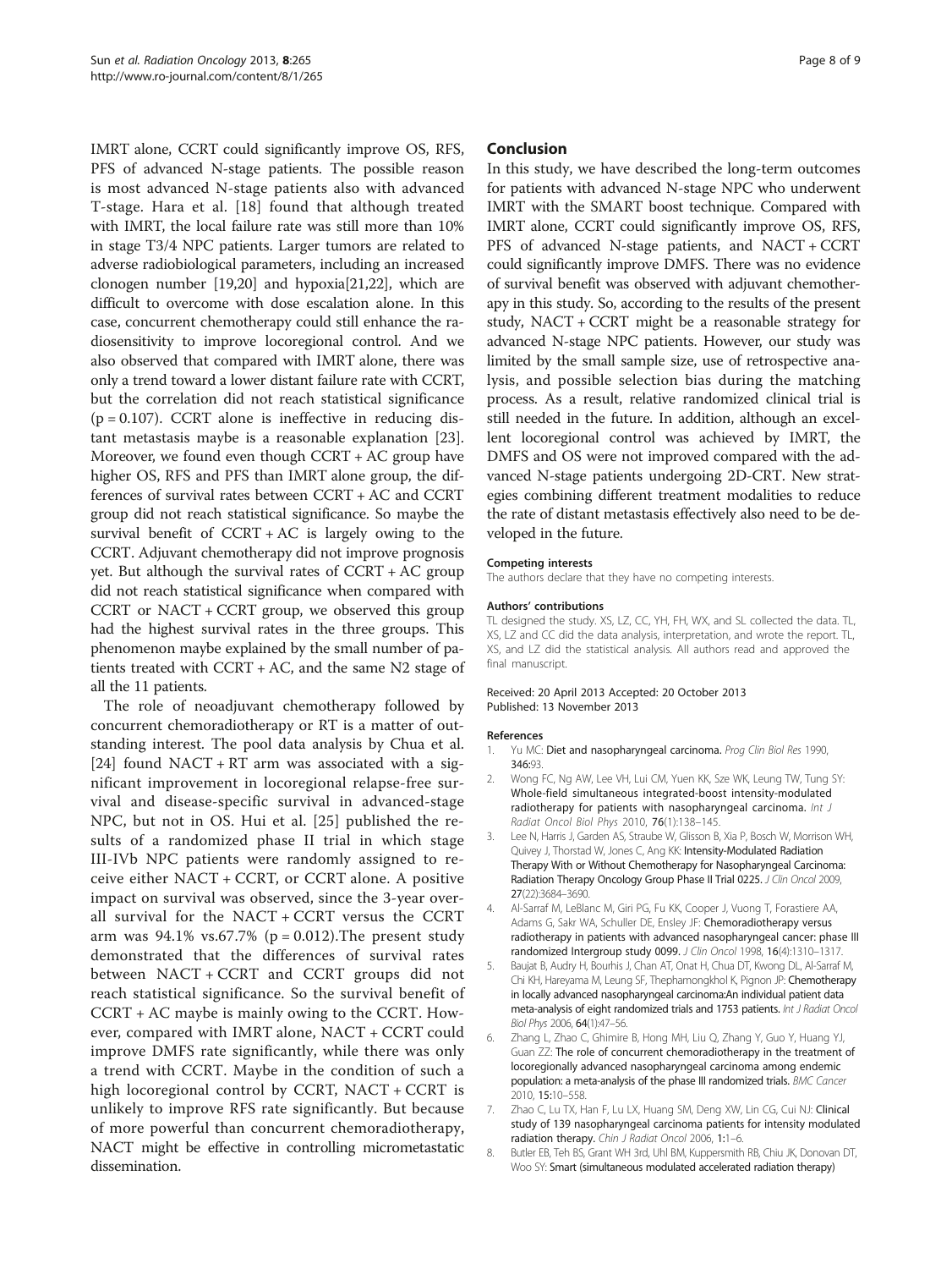IMRT alone, CCRT could significantly improve OS, RFS, PFS of advanced N-stage patients. The possible reason is most advanced N-stage patients also with advanced T-stage. Hara et al. [18] found that although treated with IMRT, the local failure rate was still more than 10% in stage T3/4 NPC patients. Larger tumors are related to adverse radiobiological parameters, including an increased clonogen number [19,20] and hypoxia[21,22], which are difficult to overcome with dose escalation alone. In this case, concurrent chemotherapy could still enhance the radiosensitivity to improve locoregional control. And we also observed that compared with IMRT alone, there was only a trend toward a lower distant failure rate with CCRT, but the correlation did not reach statistical significance ($p = 0.107$). CCRT alone is ineffective in reducing distant metastasis maybe is a reasonable explanation [23]. Moreover, we found even though CCRT + AC group have higher OS, RFS and PFS than IMRT alone group, the differences of survival rates between CCRT + AC and CCRT group did not reach statistical significance. So maybe the survival benefit of CCRT + AC is largely owing to the CCRT. Adjuvant chemotherapy did not improve prognosis yet. But although the survival rates of CCRT + AC group did not reach statistical significance when compared with CCRT or NACT + CCRT group, we observed this group had the highest survival rates in the three groups. This phenomenon maybe explained by the small number of patients treated with CCRT + AC, and the same N2 stage of all the 11 patients.

The role of neoadjuvant chemotherapy followed by concurrent chemoradiotherapy or RT is a matter of outstanding interest. The pool data analysis by Chua et al. [24] found NACT + RT arm was associated with a significant improvement in locoregional relapse-free survival and disease-specific survival in advanced-stage NPC, but not in OS. Hui et al. [25] published the results of a randomized phase II trial in which stage III-IVb NPC patients were randomly assigned to receive either NACT + CCRT, or CCRT alone. A positive impact on survival was observed, since the 3-year overall survival for the NACT + CCRT versus the CCRT arm was 94.1% vs.67.7% ($p = 0.012$).The present study demonstrated that the differences of survival rates between NACT + CCRT and CCRT groups did not reach statistical significance. So the survival benefit of CCRT + AC maybe is mainly owing to the CCRT. However, compared with IMRT alone, NACT + CCRT could improve DMFS rate significantly, while there was only a trend with CCRT. Maybe in the condition of such a high locoregional control by CCRT, NACT + CCRT is unlikely to improve RFS rate significantly. But because of more powerful than concurrent chemoradiotherapy, NACT might be effective in controlling micrometastatic dissemination.

## Conclusion

In this study, we have described the long-term outcomes for patients with advanced N-stage NPC who underwent IMRT with the SMART boost technique. Compared with IMRT alone, CCRT could significantly improve OS, RFS, PFS of advanced N-stage patients, and NACT + CCRT could significantly improve DMFS. There was no evidence of survival benefit was observed with adjuvant chemotherapy in this study. So, according to the results of the present study, NACT + CCRT might be a reasonable strategy for advanced N-stage NPC patients. However, our study was limited by the small sample size, use of retrospective analysis, and possible selection bias during the matching process. As a result, relative randomized clinical trial is still needed in the future. In addition, although an excellent locoregional control was achieved by IMRT, the DMFS and OS were not improved compared with the advanced N-stage patients undergoing 2D-CRT. New strategies combining different treatment modalities to reduce the rate of distant metastasis effectively also need to be developed in the future.

#### Competing interests

The authors declare that they have no competing interests.

#### Authors' contributions

TL designed the study. XS, LZ, CC, YH, FH, WX, and SL collected the data. TL, XS, LZ and CC did the data analysis, interpretation, and wrote the report. TL, XS, and LZ did the statistical analysis. All authors read and approved the final manuscript.

Received: 20 April 2013 Accepted: 20 October 2013
Published: 13 November 2013

#### References

1. Yu MC: **Diet and nasopharyngeal carcinoma.** *Prog Clin Biol Res* 1990, **346**:93.
2. Wong FC, Ng AW, Lee VH, Lui CM, Yuen KK, Sze WK, Leung TW, Tung SY: **Whole-field simultaneous integrated-boost intensity-modulated radiotherapy for patients with nasopharyngeal carcinoma.** *Int J Radiat Oncol Biol Phys* 2010, **76**(1):138–145.
3. Lee N, Harris J, Garden AS, Straube W, Glisson B, Xia P, Bosch W, Morrison WH, Quivey J, Thorstad W, Jones C, Ang KK: **Intensity-Modulated Radiation Therapy With or Without Chemotherapy for Nasopharyngeal Carcinoma: Radiation Therapy Oncology Group Phase II Trial 0225.** *J Clin Oncol* 2009, **27**(22):3684–3690.
4. Al-Sarraf M, LeBlanc M, Giri PG, Fu KK, Cooper J, Vuong T, Forastiere AA, Adams G, Sakr WA, Schuller DE, Ensley JF: **Chemoradiotherapy versus radiotherapy in patients with advanced nasopharyngeal cancer: phase III randomized Intergroup study 0099.** *J Clin Oncol* 1998, **16**(4):1310–1317.
5. Baujat B, Audry H, Bourhis J, Chan AT, Onat H, Chua DT, Kwong DL, Al-Sarraf M, Chi KH, Hareyama M, Leung SF, Thephamongkhol K, Pignon JP: **Chemotherapy in locally advanced nasopharyngeal carcinoma:An individual patient data meta-analysis of eight randomized trials and 1753 patients.** *Int J Radiat Oncol Biol Phys* 2006, **64**(1):47–56.
6. Zhang L, Zhao C, Ghimire B, Hong MH, Liu Q, Zhang Y, Guo Y, Huang YJ, Guan ZZ: **The role of concurrent chemoradiotherapy in the treatment of locoregionally advanced nasopharyngeal carcinoma among endemic population: a meta-analysis of the phase III randomized trials.** *BMC Cancer* 2010, **15**:10–558.
7. Zhao C, Lu TX, Han F, Lu LX, Huang SM, Deng XW, Lin CG, Cui NJ: **Clinical study of 139 nasopharyngeal carcinoma patients for intensity modulated radiation therapy.** *Chin J Radiat Oncol* 2006, **1**:1–6.
8. Butler EB, Teh BS, Grant WH 3rd, Uhl BM, Kuppersmith RB, Chiu JK, Donovan DT, Woo SY: **Smart (simultaneous modulated accelerated radiation therapy)**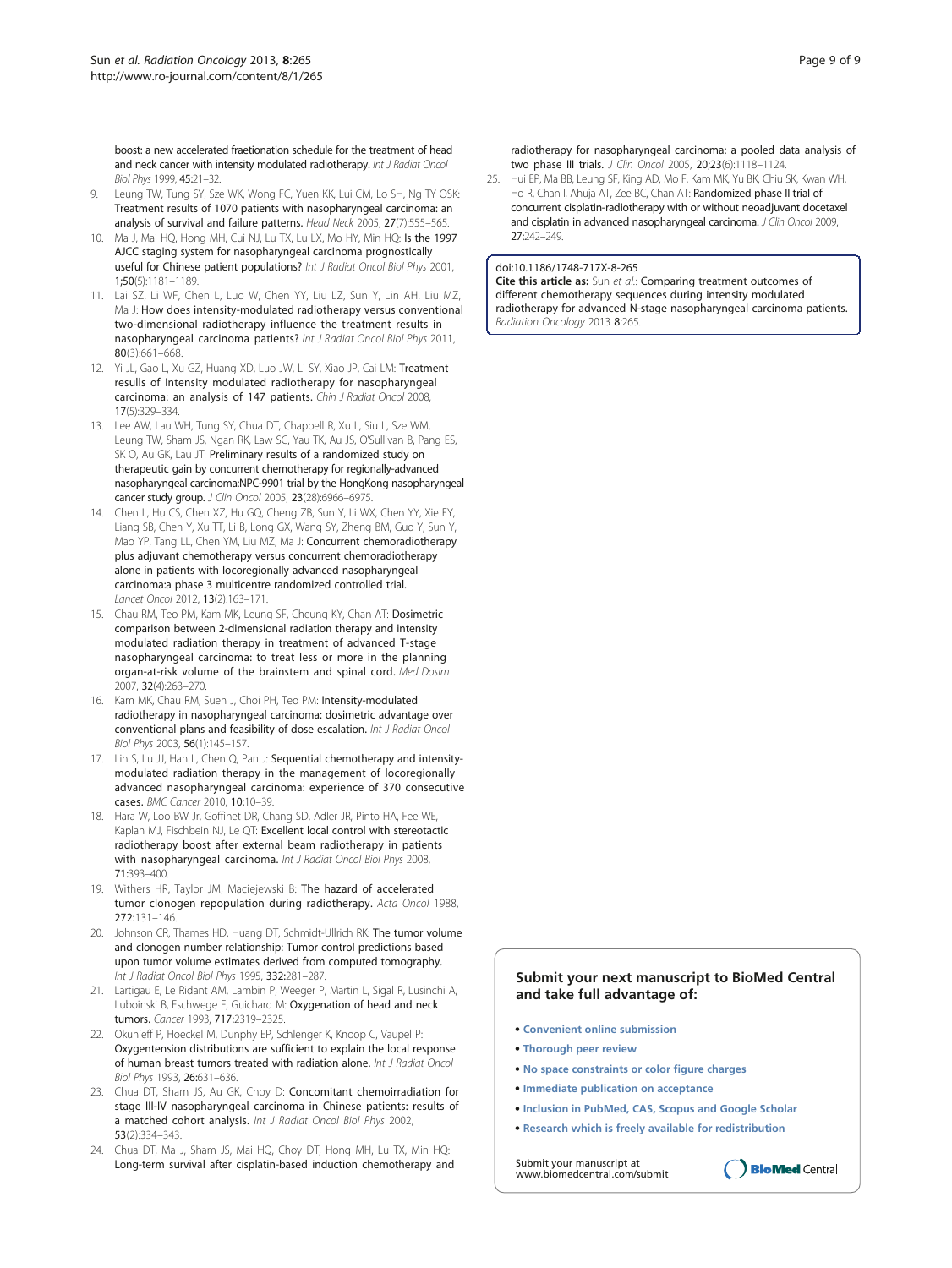boost: a new accelerated fraetionation schedule for the treatment of head and neck cancer with intensity modulated radiotherapy. *Int J Radiat Oncol Biol Phys* 1999, **45**:21–32.

9. Leung TW, Tung SY, Sze WK, Wong FC, Yuen KK, Lui CM, Lo SH, Ng TY OSK: Treatment results of 1070 patients with nasopharyngeal carcinoma: an analysis of survival and failure patterns. *Head Neck* 2005, **27**(7):555–565.
10. Ma J, Mai HQ, Hong MH, Cui NJ, Lu TX, Lu LX, Mo HY, Min HQ: Is the 1997 AJCC staging system for nasopharyngeal carcinoma prognostically useful for Chinese patient populations? *Int J Radiat Oncol Biol Phys* 2001, **1;50**(5):1181–1189.
11. Lai SZ, Li WF, Chen L, Luo W, Chen YY, Liu LZ, Sun Y, Lin AH, Liu MZ, Ma J: How does intensity-modulated radiotherapy versus conventional two-dimensional radiotherapy influence the treatment results in nasopharyngeal carcinoma patients? *Int J Radiat Oncol Biol Phys* 2011, **80**(3):661–668.
12. Yi JL, Gao L, Xu GZ, Huang XD, Luo JW, Li SY, Xiao JP, Cai LM: Treatment resulls of Intensity modulated radiotherapy for nasopharyngeal carcinoma: an analysis of 147 patients. *Chin J Radiat Oncol* 2008, **17**(5):329–334.
13. Lee AW, Lau WH, Tung SY, Chua DT, Chappell R, Xu L, Siu L, Sze WM, Leung TW, Sham JS, Ngan RK, Law SC, Yau TK, Au JS, O'Sullivan B, Pang ES, SK O, Au GK, Lau JT: Preliminary results of a randomized study on therapeutic gain by concurrent chemotherapy for regionally-advanced nasopharyngeal carcinoma:NPC-9901 trial by the HongKong nasopharyngeal cancer study group. *J Clin Oncol* 2005, **23**(28):6966–6975.
14. Chen L, Hu CS, Chen XZ, Hu GQ, Cheng ZB, Sun Y, Li WX, Chen YY, Xie FY, Liang SB, Chen Y, Xu TT, Li B, Long GX, Wang SY, Zheng BM, Guo Y, Sun Y, Mao YP, Tang LL, Chen YM, Liu MZ, Ma J: Concurrent chemoradiotherapy plus adjuvant chemotherapy versus concurrent chemoradiotherapy alone in patients with locoregionally advanced nasopharyngeal carcinoma:a phase 3 multicentre randomized controlled trial. *Lancet Oncol* 2012, **13**(2):163–171.
15. Chau RM, Teo PM, Kam MK, Leung SF, Cheung KY, Chan AT: Dosimetric comparison between 2-dimensional radiation therapy and intensity modulated radiation therapy in treatment of advanced T-stage nasopharyngeal carcinoma: to treat less or more in the planning organ-at-risk volume of the brainstem and spinal cord. *Med Dosim* 2007, **32**(4):263–270.
16. Kam MK, Chau RM, Suen J, Choi PH, Teo PM: Intensity-modulated radiotherapy in nasopharyngeal carcinoma: dosimetric advantage over conventional plans and feasibility of dose escalation. *Int J Radiat Oncol Biol Phys* 2003, **56**(1):145–157.
17. Lin S, Lu JJ, Han L, Chen Q, Pan J: Sequential chemotherapy and intensity-modulated radiation therapy in the management of locoregionally advanced nasopharyngeal carcinoma: experience of 370 consecutive cases. *BMC Cancer* 2010, **10**:10–39.
18. Hara W, Loo BW Jr, Goffinet DR, Chang SD, Adler JR, Pinto HA, Fee WE, Kaplan MJ, Fischbein NJ, Le QT: Excellent local control with stereotactic radiotherapy boost after external beam radiotherapy in patients with nasopharyngeal carcinoma. *Int J Radiat Oncol Biol Phys* 2008, **71**:393–400.
19. Withers HR, Taylor JM, Maciejewski B: The hazard of accelerated tumor clonogen repopulation during radiotherapy. *Acta Oncol* 1988, **272**:131–146.
20. Johnson CR, Thames HD, Huang DT, Schmidt-Ullrich RK: The tumor volume and clonogen number relationship: Tumor control predictions based upon tumor volume estimates derived from computed tomography. *Int J Radiat Oncol Biol Phys* 1995, **332**:281–287.
21. Lartigau E, Le Ridant AM, Lambin P, Weeger P, Martin L, Sigal R, Lusinchi A, Luboinski B, Eschwege F, Guichard M: Oxygenation of head and neck tumors. *Cancer* 1993, **717**:2319–2325.
22. Okunieff P, Hoeckel M, Dunphy EP, Schlenger K, Knoop C, Vaupel P: Oxygentension distributions are sufficient to explain the local response of human breast tumors treated with radiation alone. *Int J Radiat Oncol Biol Phys* 1993, **26**:631–636.
23. Chua DT, Sham JS, Au GK, Choy D: Concomitant chemoirradiation for stage III-IV nasopharyngeal carcinoma in Chinese patients: results of a matched cohort analysis. *Int J Radiat Oncol Biol Phys* 2002, **53**(2):334–343.
24. Chua DT, Ma J, Sham JS, Mai HQ, Choy DT, Hong MH, Lu TX, Min HQ: Long-term survival after cisplatin-based induction chemotherapy and radiotherapy for nasopharyngeal carcinoma: a pooled data analysis of two phase III trials. *J Clin Oncol* 2005, **20;23**(6):1118–1124.
25. Hui EP, Ma BB, Leung SF, King AD, Mo F, Kam MK, Yu BK, Chiu SK, Kwan WH, Ho R, Chan I, Ahuja AT, Zee BC, Chan AT: Randomized phase II trial of concurrent cisplatin-radiotherapy with or without neoadjuvant docetaxel and cisplatin in advanced nasopharyngeal carcinoma. *J Clin Oncol* 2009, **27**:242–249.

doi:10.1186/1748-717X-8-265

**Cite this article as:** Sun *et al.*: Comparing treatment outcomes of different chemotherapy sequences during intensity modulated radiotherapy for advanced N-stage nasopharyngeal carcinoma patients. *Radiation Oncology* 2013 **8**:265.

**Submit your next manuscript to BioMed Central and take full advantage of:**

- Convenient online submission
- Thorough peer review
- No space constraints or color figure charges
- Immediate publication on acceptance
- Inclusion in PubMed, CAS, Scopus and Google Scholar
- Research which is freely available for redistribution

Submit your manuscript at www.biomedcentral.com/submit

BioMed Central